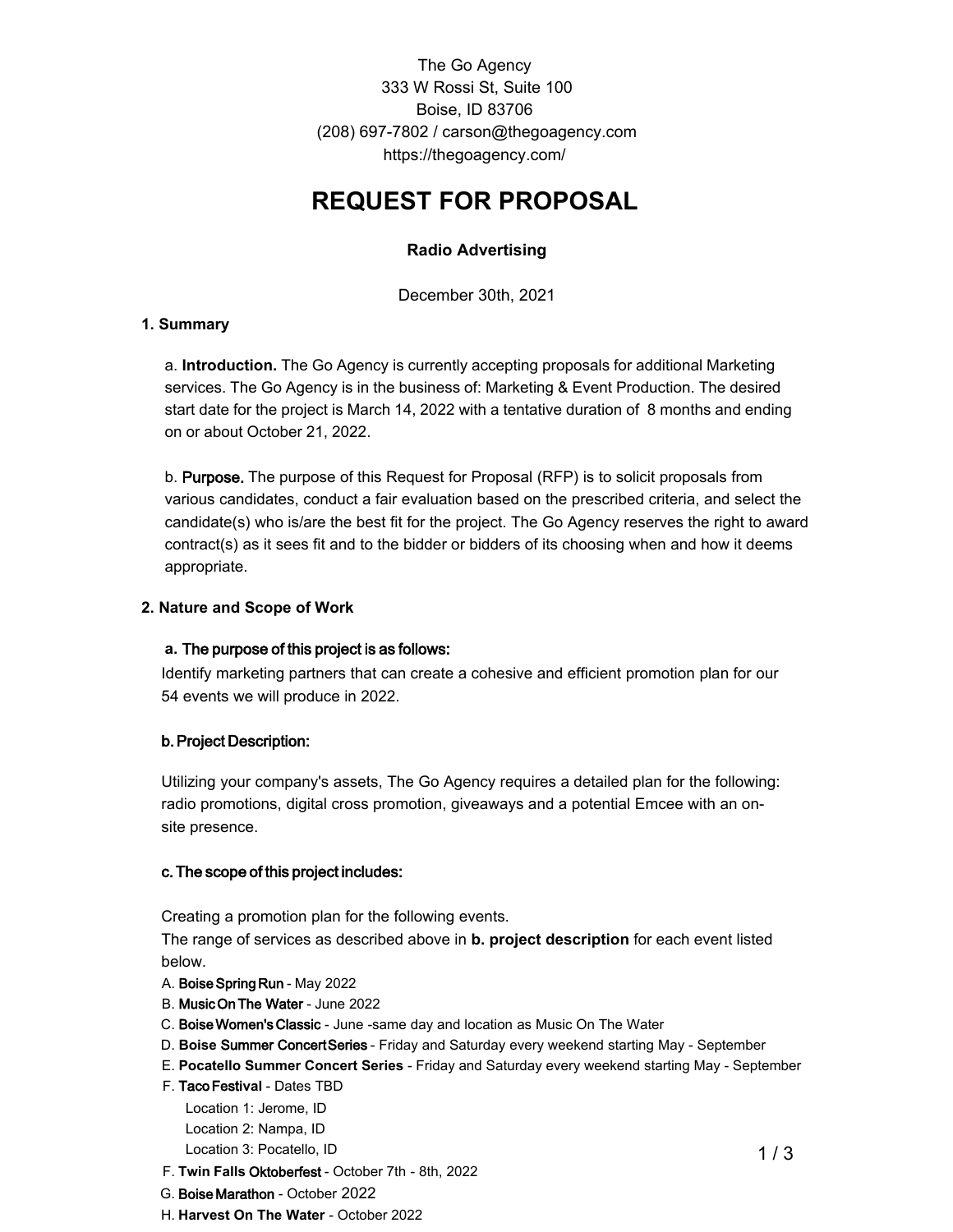The Go Agency
333 W Rossi St, Suite 100
Boise, ID 83706
(208) 697-7802 / carson@thegoagency.com
https://thegoagency.com/

# REQUEST FOR PROPOSAL

**Radio Advertising**

December 30th, 2021

**1. Summary**

a. **Introduction.** The Go Agency is currently accepting proposals for additional Marketing services. The Go Agency is in the business of: Marketing & Event Production. The desired start date for the project is March 14, 2022 with a tentative duration of 8 months and ending on or about October 21, 2022.

b. **Purpose.** The purpose of this Request for Proposal (RFP) is to solicit proposals from various candidates, conduct a fair evaluation based on the prescribed criteria, and select the candidate(s) who is/are the best fit for the project. The Go Agency reserves the right to award contract(s) as it sees fit and to the bidder or bidders of its choosing when and how it deems appropriate.

**2. Nature and Scope of Work**

**a. The purpose of this project is as follows:**

Identify marketing partners that can create a cohesive and efficient promotion plan for our 54 events we will produce in 2022.

**b. Project Description:**

Utilizing your company's assets, The Go Agency requires a detailed plan for the following: radio promotions, digital cross promotion, giveaways and a potential Emcee with an on-site presence.

**c. The scope of this project includes:**

Creating a promotion plan for the following events.
The range of services as described above in **b. project description** for each event listed below.

A. **Boise Spring Run** - May 2022
B. **Music On The Water** - June 2022
C. **Boise Women's Classic** - June -same day and location as Music On The Water
D. **Boise Summer Concert Series** - Friday and Saturday every weekend starting May - September
E. **Pocatello Summer Concert Series** - Friday and Saturday every weekend starting May - September
F. **Taco Festival** - Dates TBD
 Location 1: Jerome, ID
 Location 2: Nampa, ID
 Location 3: Pocatello, ID
F. **Twin Falls Oktoberfest** - October 7th - 8th, 2022
G. **Boise Marathon** - October 2022
H. **Harvest On The Water** - October 2022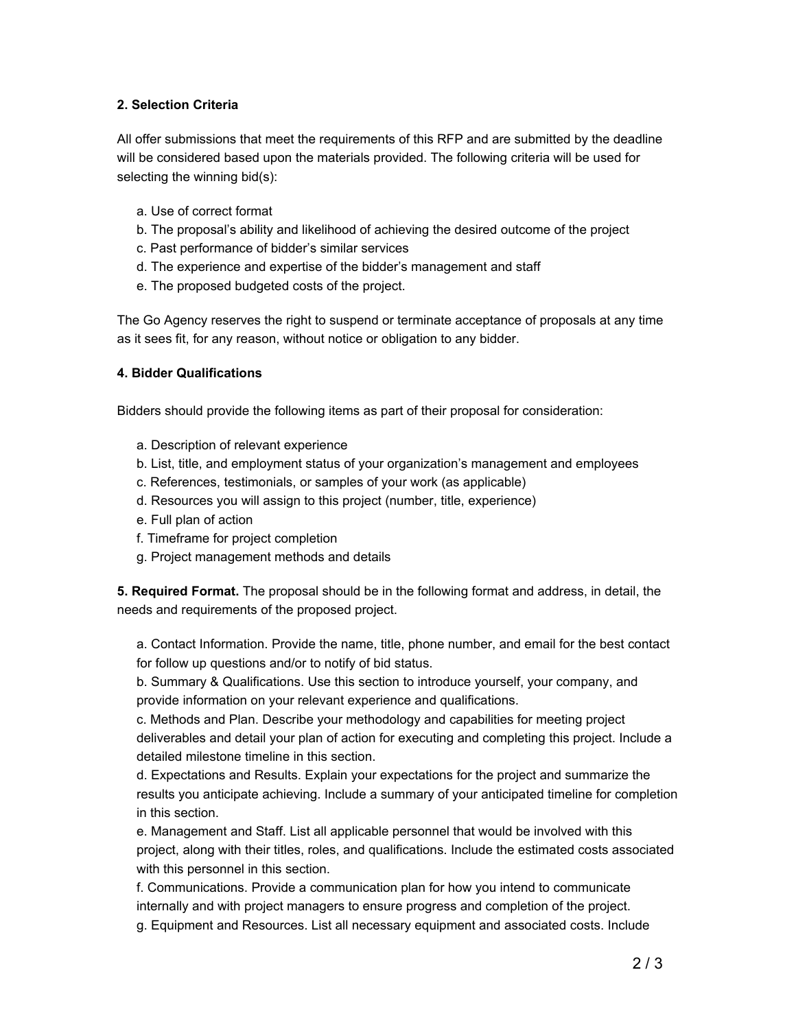**2. Selection Criteria**

All offer submissions that meet the requirements of this RFP and are submitted by the deadline will be considered based upon the materials provided. The following criteria will be used for selecting the winning bid(s):

a. Use of correct format
b. The proposal's ability and likelihood of achieving the desired outcome of the project
c. Past performance of bidder's similar services
d. The experience and expertise of the bidder's management and staff
e. The proposed budgeted costs of the project.

The Go Agency reserves the right to suspend or terminate acceptance of proposals at any time as it sees fit, for any reason, without notice or obligation to any bidder.

**4. Bidder Qualifications**

Bidders should provide the following items as part of their proposal for consideration:

a. Description of relevant experience
b. List, title, and employment status of your organization's management and employees
c. References, testimonials, or samples of your work (as applicable)
d. Resources you will assign to this project (number, title, experience)
e. Full plan of action
f. Timeframe for project completion
g. Project management methods and details

**5. Required Format.** The proposal should be in the following format and address, in detail, the needs and requirements of the proposed project.

a. Contact Information. Provide the name, title, phone number, and email for the best contact for follow up questions and/or to notify of bid status.
b. Summary & Qualifications. Use this section to introduce yourself, your company, and provide information on your relevant experience and qualifications.
c. Methods and Plan. Describe your methodology and capabilities for meeting project deliverables and detail your plan of action for executing and completing this project. Include a detailed milestone timeline in this section.
d. Expectations and Results. Explain your expectations for the project and summarize the results you anticipate achieving. Include a summary of your anticipated timeline for completion in this section.
e. Management and Staff. List all applicable personnel that would be involved with this project, along with their titles, roles, and qualifications. Include the estimated costs associated with this personnel in this section.
f. Communications. Provide a communication plan for how you intend to communicate internally and with project managers to ensure progress and completion of the project.
g. Equipment and Resources. List all necessary equipment and associated costs. Include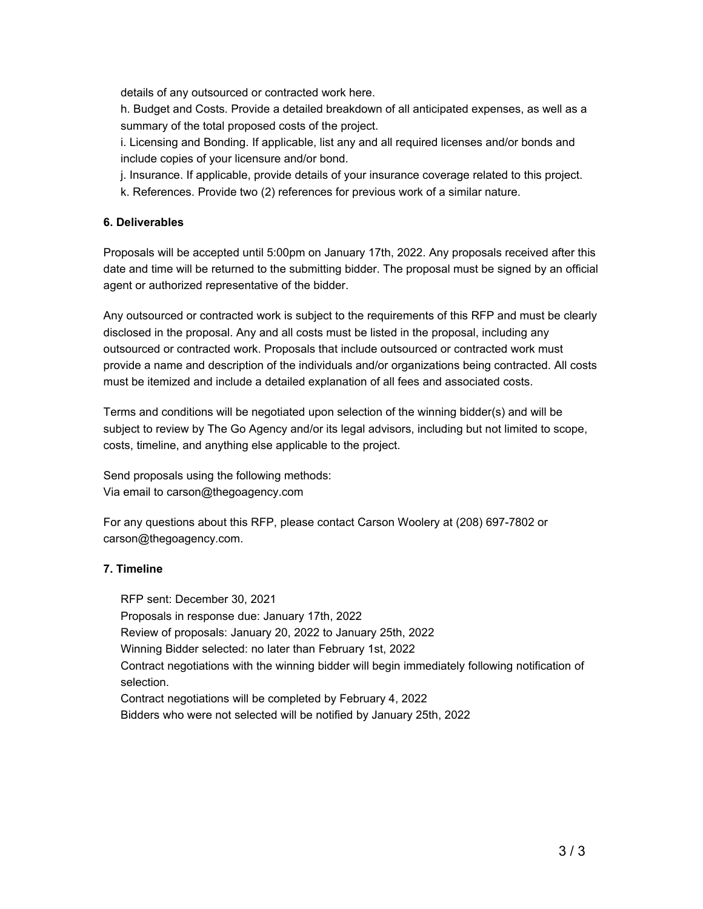details of any outsourced or contracted work here.

h. Budget and Costs. Provide a detailed breakdown of all anticipated expenses, as well as a summary of the total proposed costs of the project.

i. Licensing and Bonding. If applicable, list any and all required licenses and/or bonds and include copies of your licensure and/or bond.

j. Insurance. If applicable, provide details of your insurance coverage related to this project.

k. References. Provide two (2) references for previous work of a similar nature.

**6. Deliverables**

Proposals will be accepted until 5:00pm on January 17th, 2022. Any proposals received after this date and time will be returned to the submitting bidder. The proposal must be signed by an official agent or authorized representative of the bidder.

Any outsourced or contracted work is subject to the requirements of this RFP and must be clearly disclosed in the proposal. Any and all costs must be listed in the proposal, including any outsourced or contracted work. Proposals that include outsourced or contracted work must provide a name and description of the individuals and/or organizations being contracted. All costs must be itemized and include a detailed explanation of all fees and associated costs.

Terms and conditions will be negotiated upon selection of the winning bidder(s) and will be subject to review by The Go Agency and/or its legal advisors, including but not limited to scope, costs, timeline, and anything else applicable to the project.

Send proposals using the following methods:
Via email to carson@thegoagency.com

For any questions about this RFP, please contact Carson Woolery at (208) 697-7802 or carson@thegoagency.com.

**7. Timeline**

RFP sent: December 30, 2021
Proposals in response due: January 17th, 2022
Review of proposals: January 20, 2022 to January 25th, 2022
Winning Bidder selected: no later than February 1st, 2022
Contract negotiations with the winning bidder will begin immediately following notification of selection.
Contract negotiations will be completed by February 4, 2022
Bidders who were not selected will be notified by January 25th, 2022